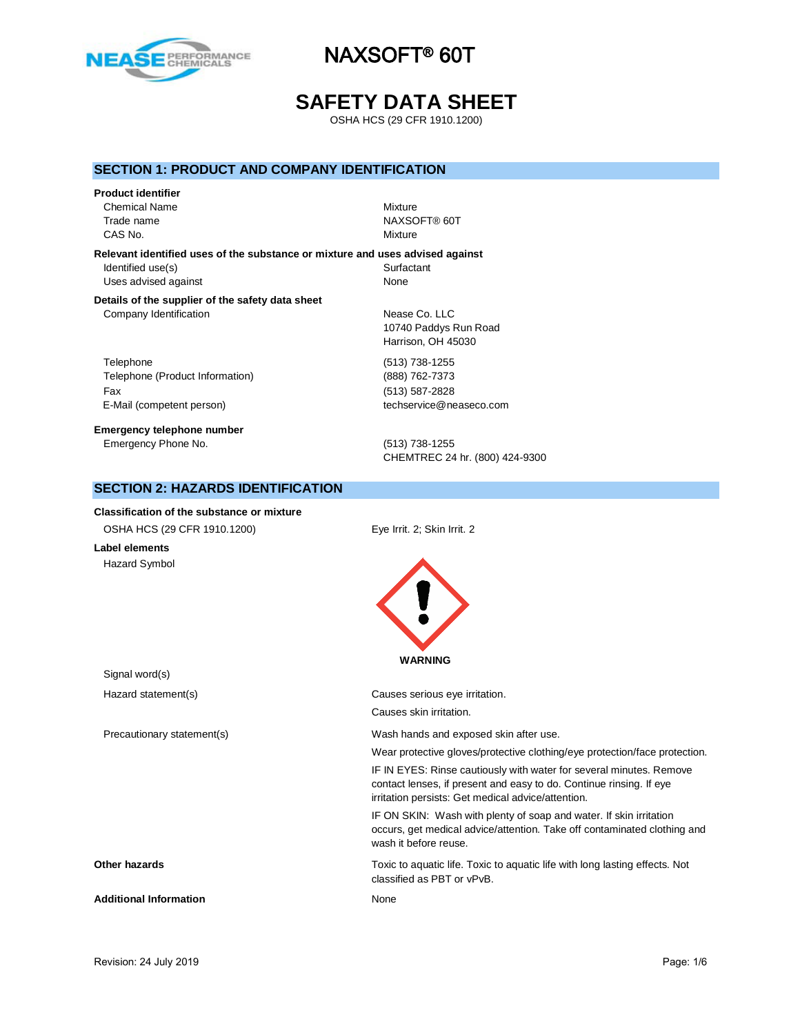# NAXSOFT® 60T

# SAFETY DATA SHEET

OSHA HCS (29 CFR 1910.1200)

## SECTION 1: PRODUCT AND COMPANY IDENTIFICATION

**Product identifier**

| | |
|---|---|
| Chemical Name | Mixture |
| Trade name | NAXSOFT® 60T |
| CAS No. | Mixture |

**Relevant identified uses of the substance or mixture and uses advised against**

| | |
|---|---|
| Identified use(s) | Surfactant |
| Uses advised against | None |

**Details of the supplier of the safety data sheet**

| | |
|---|---|
| Company Identification | Nease Co. LLC<br>10740 Paddys Run Road<br>Harrison, OH 45030 |
| Telephone | (513) 738-1255 |
| Telephone (Product Information) | (888) 762-7373 |
| Fax | (513) 587-2828 |
| E-Mail (competent person) | techservice@neaseco.com |

**Emergency telephone number**

| | |
|---|---|
| Emergency Phone No. | (513) 738-1255<br>CHEMTREC 24 hr. (800) 424-9300 |

## SECTION 2: HAZARDS IDENTIFICATION

**Classification of the substance or mixture**

| | |
|---|---|
| OSHA HCS (29 CFR 1910.1200) | Eye Irrit. 2; Skin Irrit. 2 |

**Label elements**

Hazard Symbol

Signal word(s): WARNING

Hazard statement(s):

- Causes serious eye irritation.
- Causes skin irritation.

Precautionary statement(s):

- Wash hands and exposed skin after use.
- Wear protective gloves/protective clothing/eye protection/face protection.
- IF IN EYES: Rinse cautiously with water for several minutes. Remove contact lenses, if present and easy to do. Continue rinsing. If eye irritation persists: Get medical advice/attention.
- IF ON SKIN: Wash with plenty of soap and water. If skin irritation occurs, get medical advice/attention. Take off contaminated clothing and wash it before reuse.

**Other hazards**: Toxic to aquatic life. Toxic to aquatic life with long lasting effects. Not classified as PBT or vPvB.

**Additional Information**: None

Revision: 24 July 2019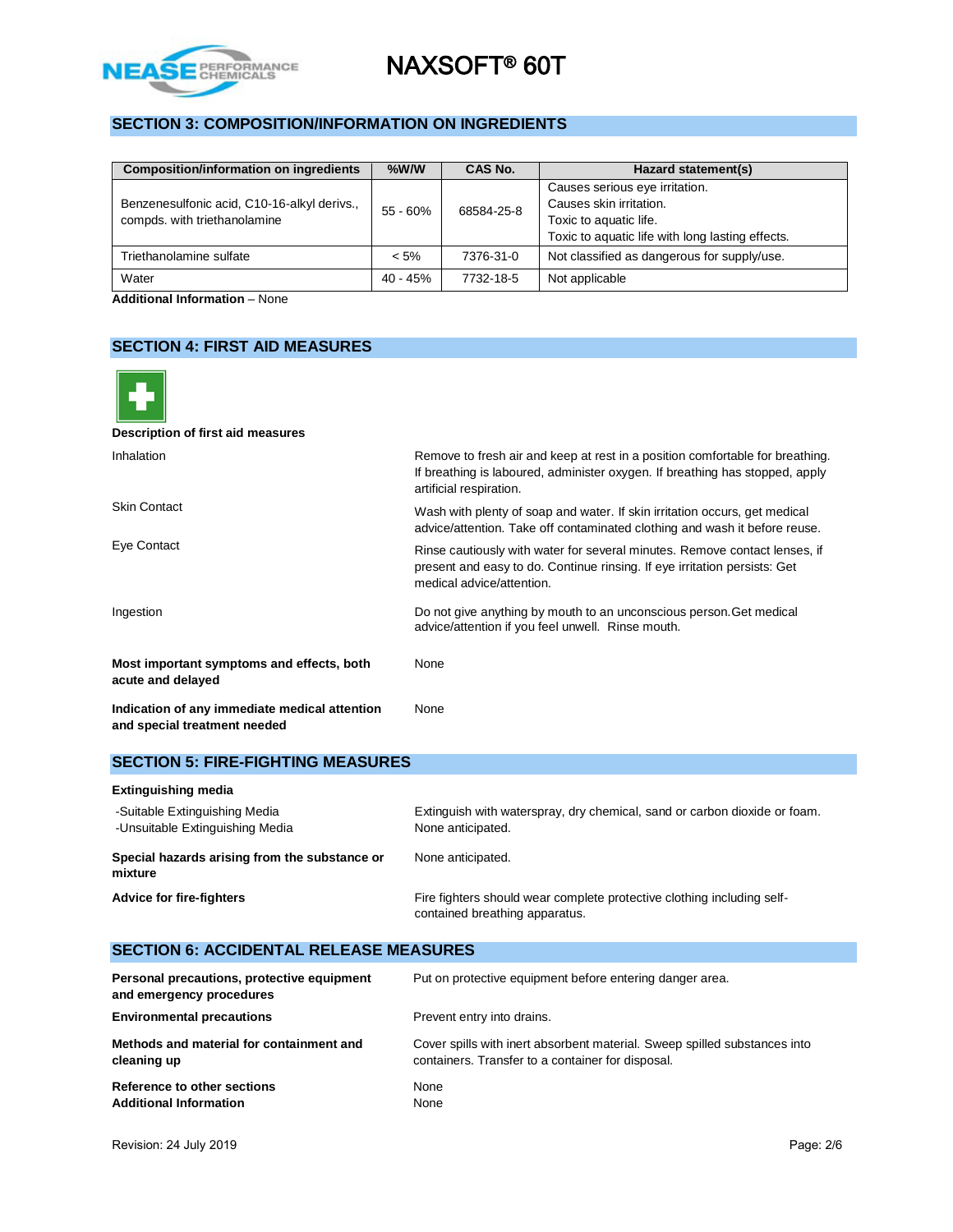## SECTION 3: COMPOSITION/INFORMATION ON INGREDIENTS

| Composition/information on ingredients | %W/W | CAS No. | Hazard statement(s) |
|---|---|---|---|
| Benzenesulfonic acid, C10-16-alkyl derivs., compds. with triethanolamine | 55 - 60% | 68584-25-8 | Causes serious eye irritation.<br>Causes skin irritation.<br>Toxic to aquatic life.<br>Toxic to aquatic life with long lasting effects. |
| Triethanolamine sulfate | < 5% | 7376-31-0 | Not classified as dangerous for supply/use. |
| Water | 40 - 45% | 7732-18-5 | Not applicable |

**Additional Information** – None

## SECTION 4: FIRST AID MEASURES

**Description of first aid measures**

| | |
|---|---|
| Inhalation | Remove to fresh air and keep at rest in a position comfortable for breathing. If breathing is laboured, administer oxygen. If breathing has stopped, apply artificial respiration. |
| Skin Contact | Wash with plenty of soap and water. If skin irritation occurs, get medical advice/attention. Take off contaminated clothing and wash it before reuse. |
| Eye Contact | Rinse cautiously with water for several minutes. Remove contact lenses, if present and easy to do. Continue rinsing. If eye irritation persists: Get medical advice/attention. |
| Ingestion | Do not give anything by mouth to an unconscious person.Get medical advice/attention if you feel unwell. Rinse mouth. |
| **Most important symptoms and effects, both acute and delayed** | None |
| **Indication of any immediate medical attention and special treatment needed** | None |

## SECTION 5: FIRE-FIGHTING MEASURES

**Extinguishing media**

| | |
|---|---|
| -Suitable Extinguishing Media | Extinguish with waterspray, dry chemical, sand or carbon dioxide or foam. |
| -Unsuitable Extinguishing Media | None anticipated. |
| **Special hazards arising from the substance or mixture** | None anticipated. |
| **Advice for fire-fighters** | Fire fighters should wear complete protective clothing including self-contained breathing apparatus. |

## SECTION 6: ACCIDENTAL RELEASE MEASURES

| | |
|---|---|
| **Personal precautions, protective equipment and emergency procedures** | Put on protective equipment before entering danger area. |
| **Environmental precautions** | Prevent entry into drains. |
| **Methods and material for containment and cleaning up** | Cover spills with inert absorbent material. Sweep spilled substances into containers. Transfer to a container for disposal. |
| **Reference to other sections** | None |
| **Additional Information** | None |

Revision: 24 July 2019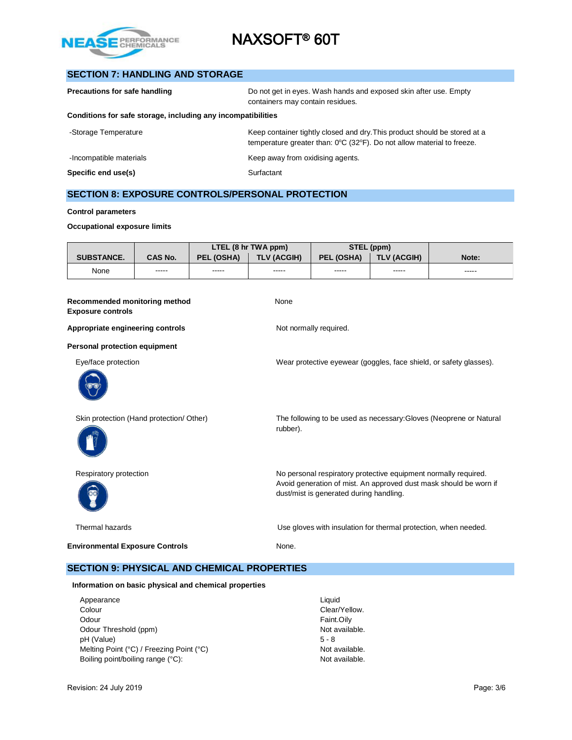## SECTION 7: HANDLING AND STORAGE

**Precautions for safe handling** — Do not get in eyes. Wash hands and exposed skin after use. Empty containers may contain residues.

**Conditions for safe storage, including any incompatibilities**

-Storage Temperature — Keep container tightly closed and dry. This product should be stored at a temperature greater than: 0ºC (32ºF). Do not allow material to freeze.

-Incompatible materials — Keep away from oxidising agents.

**Specific end use(s)** — Surfactant

## SECTION 8: EXPOSURE CONTROLS/PERSONAL PROTECTION

**Control parameters**

**Occupational exposure limits**

| SUBSTANCE. | CAS No. | LTEL (8 hr TWA ppm) | | STEL (ppm) | | Note: |
|---|---|---|---|---|---|---|
| | | PEL (OSHA) | TLV (ACGIH) | PEL (OSHA) | TLV (ACGIH) | |
| None | ----- | ----- | ----- | ----- | ----- | ----- |

**Recommended monitoring method** — None

**Exposure controls**

**Appropriate engineering controls** — Not normally required.

**Personal protection equipment**

Eye/face protection — Wear protective eyewear (goggles, face shield, or safety glasses).

Skin protection (Hand protection/ Other) — The following to be used as necessary: Gloves (Neoprene or Natural rubber).

Respiratory protection — No personal respiratory protective equipment normally required. Avoid generation of mist. An approved dust mask should be worn if dust/mist is generated during handling.

Thermal hazards — Use gloves with insulation for thermal protection, when needed.

**Environmental Exposure Controls** — None.

## SECTION 9: PHYSICAL AND CHEMICAL PROPERTIES

**Information on basic physical and chemical properties**

| Property | Value |
|---|---|
| Appearance | Liquid |
| Colour | Clear/Yellow. |
| Odour | Faint.Oily |
| Odour Threshold (ppm) | Not available. |
| pH (Value) | 5 - 8 |
| Melting Point (°C) / Freezing Point (°C) | Not available. |
| Boiling point/boiling range (°C): | Not available. |

Revision: 24 July 2019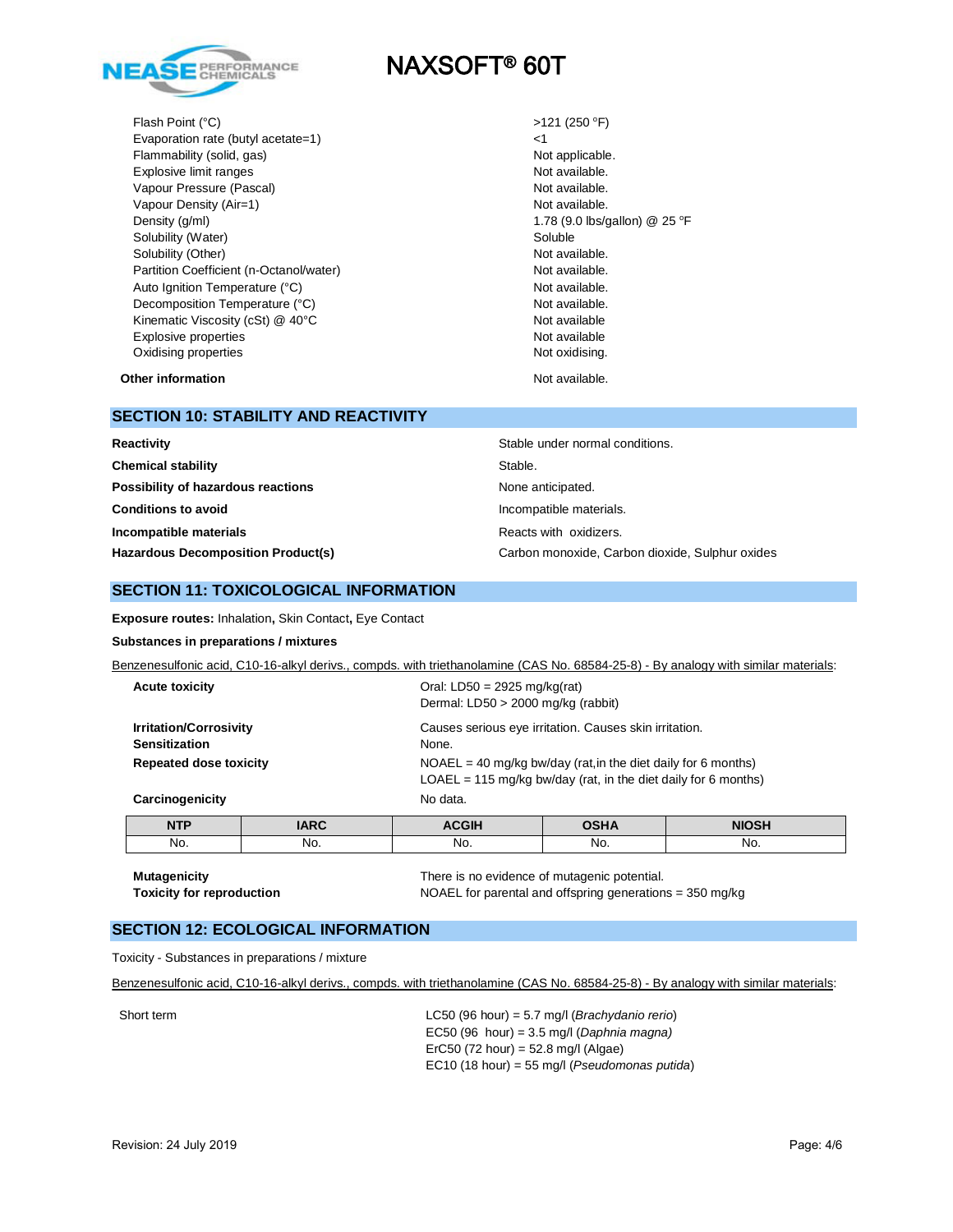| | |
|---|---|
| Flash Point (°C) | >121 (250 °F) |
| Evaporation rate (butyl acetate=1) | <1 |
| Flammability (solid, gas) | Not applicable. |
| Explosive limit ranges | Not available. |
| Vapour Pressure (Pascal) | Not available. |
| Vapour Density (Air=1) | Not available. |
| Density (g/ml) | 1.78 (9.0 lbs/gallon) @ 25 °F |
| Solubility (Water) | Soluble |
| Solubility (Other) | Not available. |
| Partition Coefficient (n-Octanol/water) | Not available. |
| Auto Ignition Temperature (°C) | Not available. |
| Decomposition Temperature (°C) | Not available. |
| Kinematic Viscosity (cSt) @ 40°C | Not available |
| Explosive properties | Not available |
| Oxidising properties | Not oxidising. |

**Other information** Not available.

## SECTION 10: STABILITY AND REACTIVITY

| | |
|---|---|
| **Reactivity** | Stable under normal conditions. |
| **Chemical stability** | Stable. |
| **Possibility of hazardous reactions** | None anticipated. |
| **Conditions to avoid** | Incompatible materials. |
| **Incompatible materials** | Reacts with oxidizers. |
| **Hazardous Decomposition Product(s)** | Carbon monoxide, Carbon dioxide, Sulphur oxides |

## SECTION 11: TOXICOLOGICAL INFORMATION

**Exposure routes:** Inhalation**,** Skin Contact**,** Eye Contact

**Substances in preparations / mixtures**

Benzenesulfonic acid, C10-16-alkyl derivs., compds. with triethanolamine (CAS No. 68584-25-8) - By analogy with similar materials:

| | |
|---|---|
| **Acute toxicity** | Oral: LD50 = 2925 mg/kg(rat)<br>Dermal: LD50 > 2000 mg/kg (rabbit) |
| **Irritation/Corrosivity** | Causes serious eye irritation. Causes skin irritation. |
| **Sensitization** | None. |
| **Repeated dose toxicity** | NOAEL = 40 mg/kg bw/day (rat,in the diet daily for 6 months)<br>LOAEL = 115 mg/kg bw/day (rat, in the diet daily for 6 months) |
| **Carcinogenicity** | No data. |

| NTP | IARC | ACGIH | OSHA | NIOSH |
|---|---|---|---|---|
| No. | No. | No. | No. | No. |

| | |
|---|---|
| **Mutagenicity** | There is no evidence of mutagenic potential. |
| **Toxicity for reproduction** | NOAEL for parental and offspring generations = 350 mg/kg |

## SECTION 12: ECOLOGICAL INFORMATION

Toxicity - Substances in preparations / mixture

Benzenesulfonic acid, C10-16-alkyl derivs., compds. with triethanolamine (CAS No. 68584-25-8) - By analogy with similar materials:

Short term

LC50 (96 hour) = 5.7 mg/l (*Brachydanio rerio*)
EC50 (96 hour) = 3.5 mg/l (*Daphnia magna)*
ErC50 (72 hour) = 52.8 mg/l (Algae)
EC10 (18 hour) = 55 mg/l (*Pseudomonas putida*)

Revision: 24 July 2019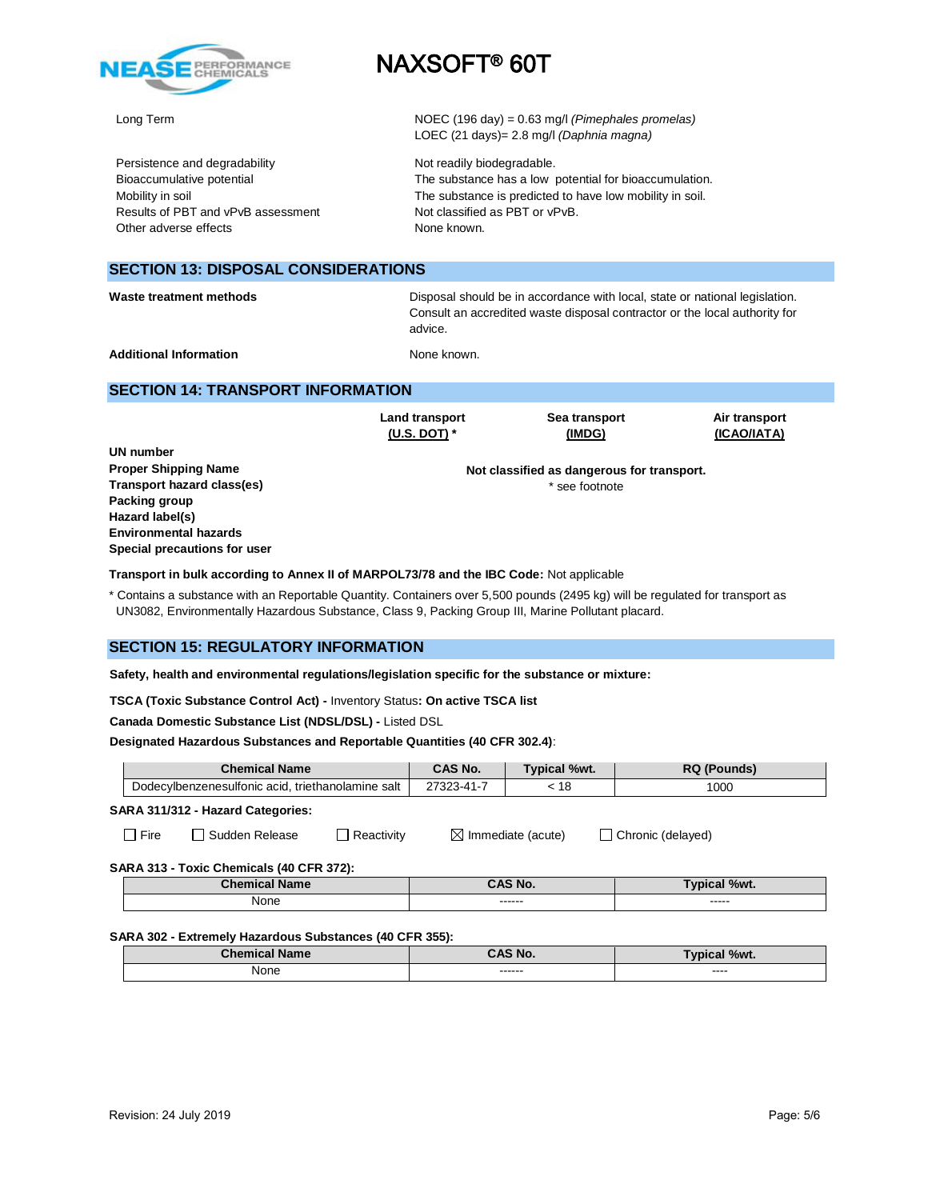| | |
|---|---|
| Long Term | NOEC (196 day) = 0.63 mg/l *(Pimephales promelas)*<br>LOEC (21 days)= 2.8 mg/l *(Daphnia magna)* |
| Persistence and degradability | Not readily biodegradable. |
| Bioaccumulative potential | The substance has a low potential for bioaccumulation. |
| Mobility in soil | The substance is predicted to have low mobility in soil. |
| Results of PBT and vPvB assessment | Not classified as PBT or vPvB. |
| Other adverse effects | None known. |

## SECTION 13: DISPOSAL CONSIDERATIONS

**Waste treatment methods** — Disposal should be in accordance with local, state or national legislation. Consult an accredited waste disposal contractor or the local authority for advice.

**Additional Information** — None known.

## SECTION 14: TRANSPORT INFORMATION

| | Land transport (U.S. DOT) * | Sea transport (IMDG) | Air transport (ICAO/IATA) |
|---|---|---|---|
| **UN number** | | | |
| **Proper Shipping Name** | | Not classified as dangerous for transport. | |
| **Transport hazard class(es)** | | * see footnote | |
| **Packing group** | | | |
| **Hazard label(s)** | | | |
| **Environmental hazards** | | | |
| **Special precautions for user** | | | |

**Transport in bulk according to Annex II of MARPOL73/78 and the IBC Code:** Not applicable

* Contains a substance with an Reportable Quantity. Containers over 5,500 pounds (2495 kg) will be regulated for transport as UN3082, Environmentally Hazardous Substance, Class 9, Packing Group III, Marine Pollutant placard.

## SECTION 15: REGULATORY INFORMATION

**Safety, health and environmental regulations/legislation specific for the substance or mixture:**

**TSCA (Toxic Substance Control Act) -** Inventory Status**: On active TSCA list**

**Canada Domestic Substance List (NDSL/DSL) -** Listed DSL

**Designated Hazardous Substances and Reportable Quantities (40 CFR 302.4)**:

| Chemical Name | CAS No. | Typical %wt. | RQ (Pounds) |
|---|---|---|---|
| Dodecylbenzenesulfonic acid, triethanolamine salt | 27323-41-7 | < 18 | 1000 |

**SARA 311/312 - Hazard Categories:**

☐ Fire ☐ Sudden Release ☐ Reactivity ☒ Immediate (acute) ☐ Chronic (delayed)

**SARA 313 - Toxic Chemicals (40 CFR 372):**

| Chemical Name | CAS No. | Typical %wt. |
|---|---|---|
| None | ------ | ----- |

**SARA 302 - Extremely Hazardous Substances (40 CFR 355):**

| Chemical Name | CAS No. | Typical %wt. |
|---|---|---|
| None | ------ | ---- |

Revision: 24 July 2019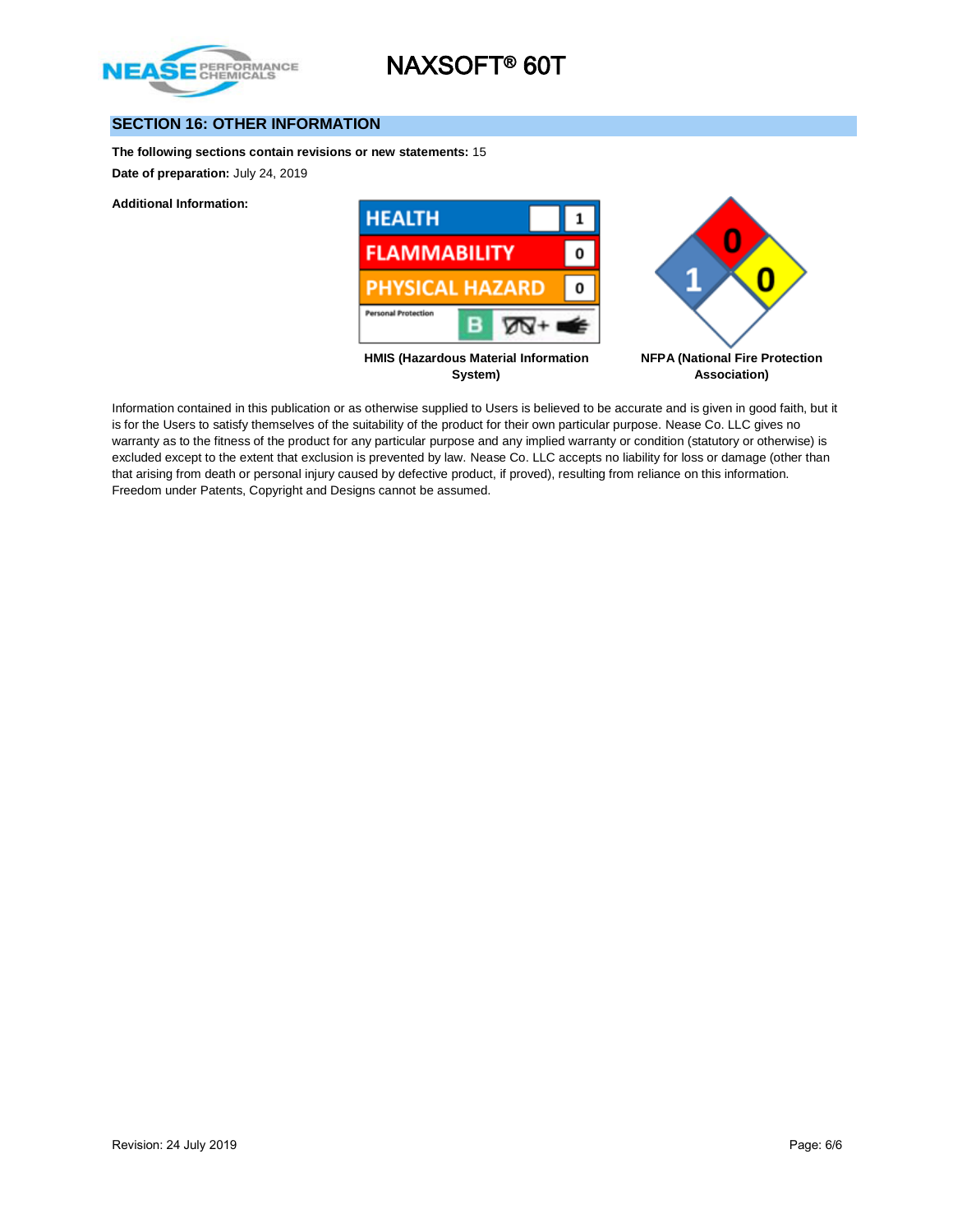## SECTION 16: OTHER INFORMATION

**The following sections contain revisions or new statements:** 15

**Date of preparation:** July 24, 2019

**Additional Information:**

| | |
|---|---|
| HEALTH | 1 |
| FLAMMABILITY | 0 |
| PHYSICAL HAZARD | 0 |
| Personal Protection | B |

**HMIS (Hazardous Material Information System)**

1
0
0

**NFPA (National Fire Protection Association)**

Information contained in this publication or as otherwise supplied to Users is believed to be accurate and is given in good faith, but it is for the Users to satisfy themselves of the suitability of the product for their own particular purpose. Nease Co. LLC gives no warranty as to the fitness of the product for any particular purpose and any implied warranty or condition (statutory or otherwise) is excluded except to the extent that exclusion is prevented by law. Nease Co. LLC accepts no liability for loss or damage (other than that arising from death or personal injury caused by defective product, if proved), resulting from reliance on this information. Freedom under Patents, Copyright and Designs cannot be assumed.